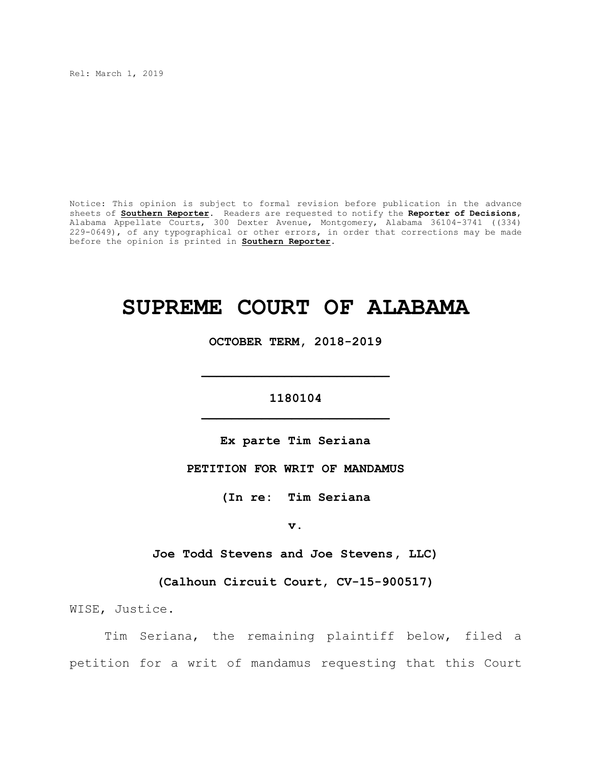Rel: March 1, 2019

Notice: This opinion is subject to formal revision before publication in the advance sheets of **Southern Reporter**. Readers are requested to notify the **Reporter of Decisions**, Alabama Appellate Courts, 300 Dexter Avenue, Montgomery, Alabama 36104-3741 ((334) 229-0649), of any typographical or other errors, in order that corrections may be made before the opinion is printed in **Southern Reporter**.

# SUPREME COURT OF ALABAMA

**OCTOBER TERM, 2018-2019**

---

**1180104**

---

**Ex parte Tim Seriana**

**PETITION FOR WRIT OF MANDAMUS**

**(In re: Tim Seriana**

**v.**

**Joe Todd Stevens and Joe Stevens, LLC)**

**(Calhoun Circuit Court, CV-15-900517)**

WISE, Justice.

Tim Seriana, the remaining plaintiff below, filed a petition for a writ of mandamus requesting that this Court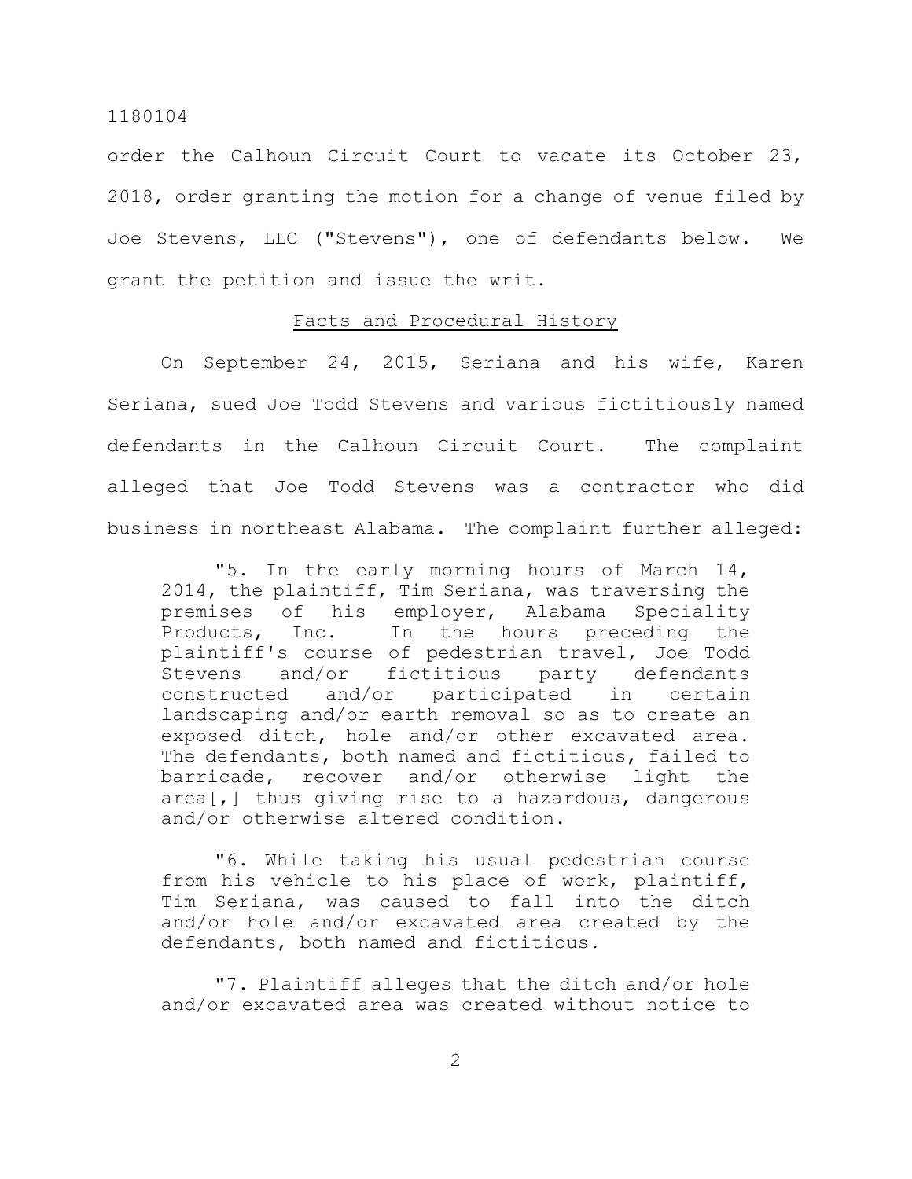order the Calhoun Circuit Court to vacate its October 23, 2018, order granting the motion for a change of venue filed by Joe Stevens, LLC ("Stevens"), one of defendants below. We grant the petition and issue the writ.

## Facts and Procedural History

On September 24, 2015, Seriana and his wife, Karen Seriana, sued Joe Todd Stevens and various fictitiously named defendants in the Calhoun Circuit Court. The complaint alleged that Joe Todd Stevens was a contractor who did business in northeast Alabama. The complaint further alleged:

> "5. In the early morning hours of March 14, 2014, the plaintiff, Tim Seriana, was traversing the premises of his employer, Alabama Speciality Products, Inc. In the hours preceding the plaintiff's course of pedestrian travel, Joe Todd Stevens and/or fictitious party defendants constructed and/or participated in certain landscaping and/or earth removal so as to create an exposed ditch, hole and/or other excavated area. The defendants, both named and fictitious, failed to barricade, recover and/or otherwise light the area[,] thus giving rise to a hazardous, dangerous and/or otherwise altered condition.
>
> "6. While taking his usual pedestrian course from his vehicle to his place of work, plaintiff, Tim Seriana, was caused to fall into the ditch and/or hole and/or excavated area created by the defendants, both named and fictitious.
>
> "7. Plaintiff alleges that the ditch and/or hole and/or excavated area was created without notice to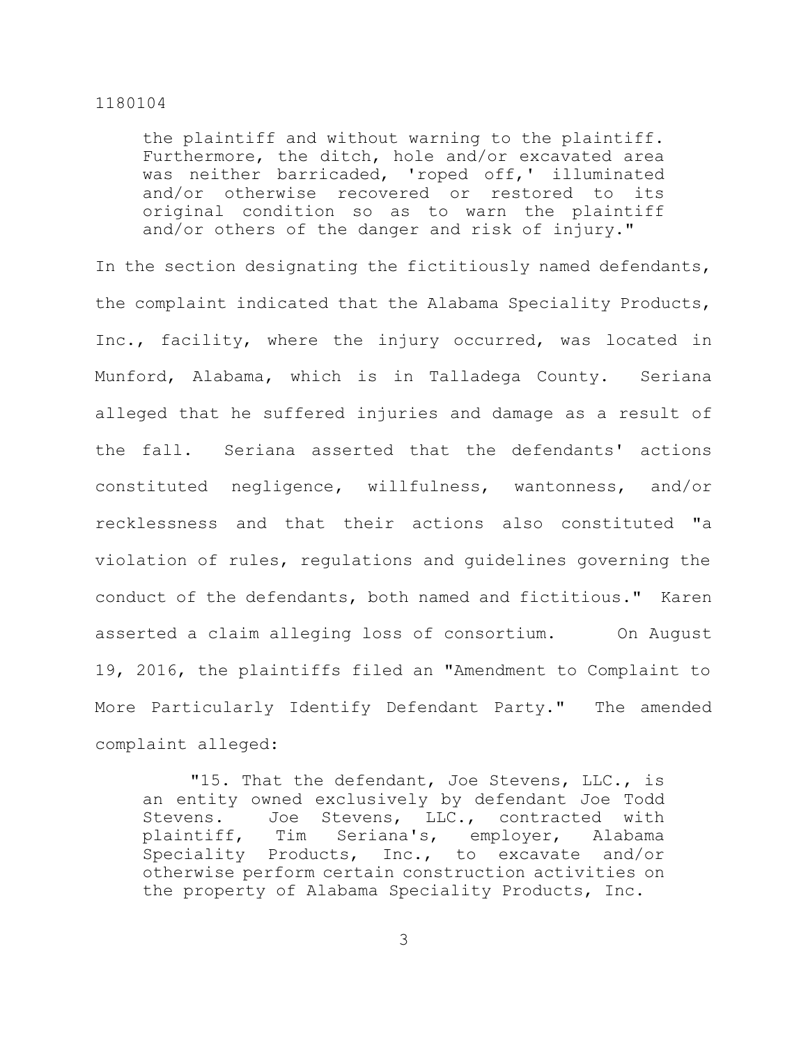> the plaintiff and without warning to the plaintiff. Furthermore, the ditch, hole and/or excavated area was neither barricaded, 'roped off,' illuminated and/or otherwise recovered or restored to its original condition so as to warn the plaintiff and/or others of the danger and risk of injury."

In the section designating the fictitiously named defendants, the complaint indicated that the Alabama Speciality Products, Inc., facility, where the injury occurred, was located in Munford, Alabama, which is in Talladega County. Seriana alleged that he suffered injuries and damage as a result of the fall. Seriana asserted that the defendants' actions constituted negligence, willfulness, wantonness, and/or recklessness and that their actions also constituted "a violation of rules, regulations and guidelines governing the conduct of the defendants, both named and fictitious." Karen asserted a claim alleging loss of consortium. On August 19, 2016, the plaintiffs filed an "Amendment to Complaint to More Particularly Identify Defendant Party." The amended complaint alleged:

> "15. That the defendant, Joe Stevens, LLC., is an entity owned exclusively by defendant Joe Todd Stevens. Joe Stevens, LLC., contracted with plaintiff, Tim Seriana's, employer, Alabama Speciality Products, Inc., to excavate and/or otherwise perform certain construction activities on the property of Alabama Speciality Products, Inc.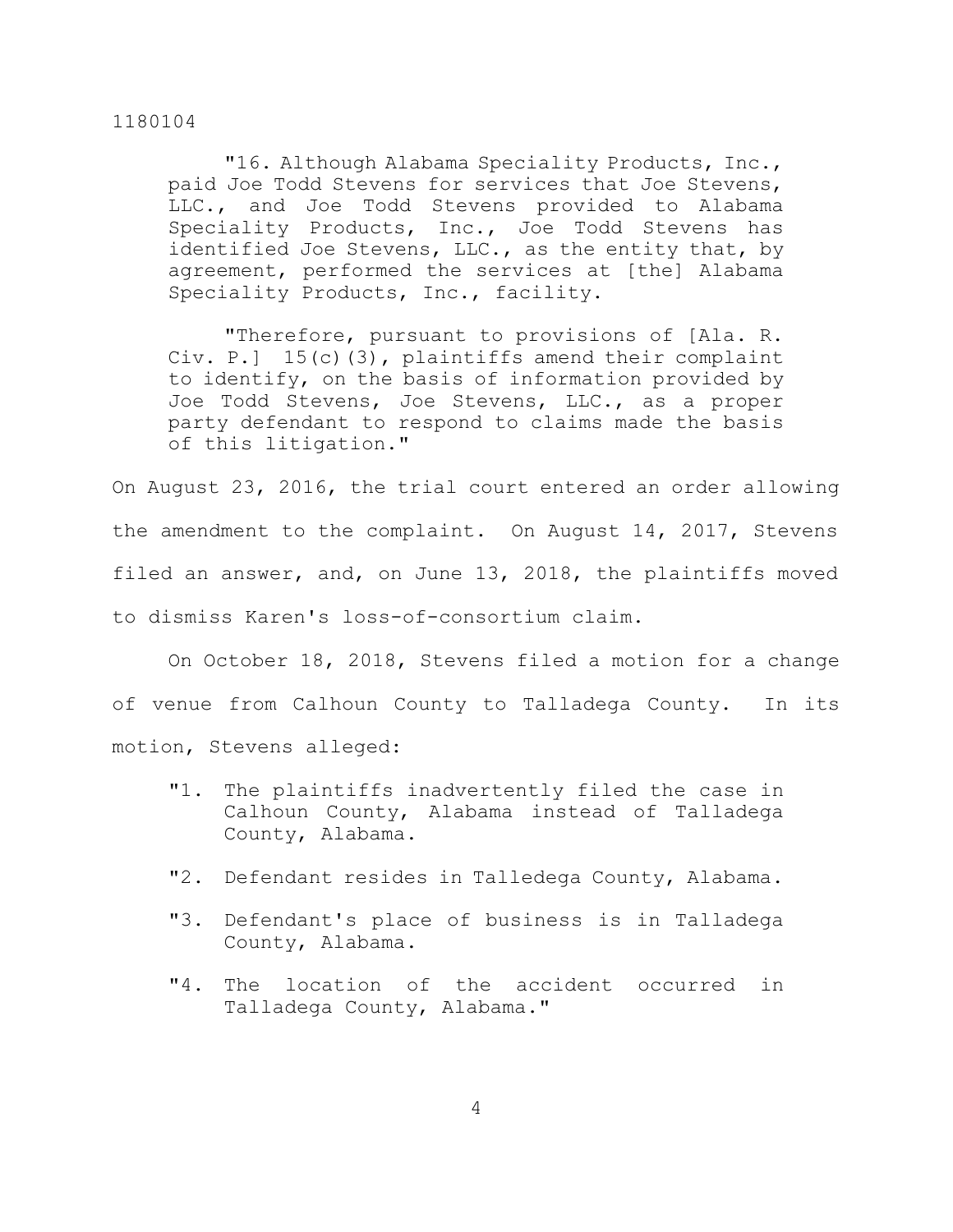> "16. Although Alabama Speciality Products, Inc., paid Joe Todd Stevens for services that Joe Stevens, LLC., and Joe Todd Stevens provided to Alabama Speciality Products, Inc., Joe Todd Stevens has identified Joe Stevens, LLC., as the entity that, by agreement, performed the services at [the] Alabama Speciality Products, Inc., facility.
>
> "Therefore, pursuant to provisions of [Ala. R. Civ. P.] 15(c)(3), plaintiffs amend their complaint to identify, on the basis of information provided by Joe Todd Stevens, Joe Stevens, LLC., as a proper party defendant to respond to claims made the basis of this litigation."

On August 23, 2016, the trial court entered an order allowing the amendment to the complaint. On August 14, 2017, Stevens filed an answer, and, on June 13, 2018, the plaintiffs moved to dismiss Karen's loss-of-consortium claim.

On October 18, 2018, Stevens filed a motion for a change of venue from Calhoun County to Talladega County. In its motion, Stevens alleged:

> "1. The plaintiffs inadvertently filed the case in Calhoun County, Alabama instead of Talladega County, Alabama.
>
> "2. Defendant resides in Talledega County, Alabama.
>
> "3. Defendant's place of business is in Talladega County, Alabama.
>
> "4. The location of the accident occurred in Talladega County, Alabama."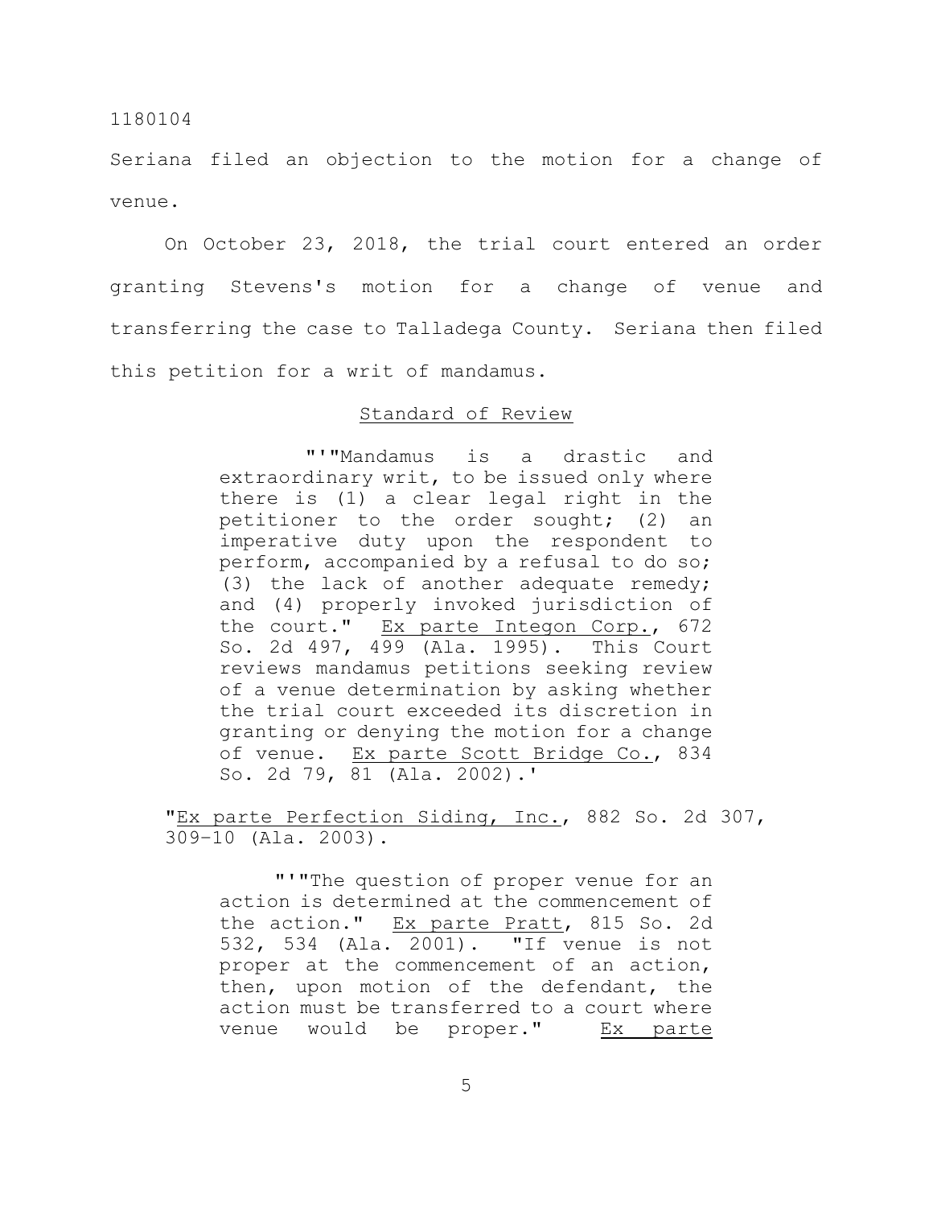Seriana filed an objection to the motion for a change of venue.

On October 23, 2018, the trial court entered an order granting Stevens's motion for a change of venue and transferring the case to Talladega County. Seriana then filed this petition for a writ of mandamus.

## Standard of Review

> "'"Mandamus is a drastic and extraordinary writ, to be issued only where there is (1) a clear legal right in the petitioner to the order sought; (2) an imperative duty upon the respondent to perform, accompanied by a refusal to do so; (3) the lack of another adequate remedy; and (4) properly invoked jurisdiction of the court." Ex parte Integon Corp., 672 So. 2d 497, 499 (Ala. 1995). This Court reviews mandamus petitions seeking review of a venue determination by asking whether the trial court exceeded its discretion in granting or denying the motion for a change of venue. Ex parte Scott Bridge Co., 834 So. 2d 79, 81 (Ala. 2002).'
>
> "Ex parte Perfection Siding, Inc., 882 So. 2d 307, 309-10 (Ala. 2003).
>
> "'"The question of proper venue for an action is determined at the commencement of the action." Ex parte Pratt, 815 So. 2d 532, 534 (Ala. 2001). "If venue is not proper at the commencement of an action, then, upon motion of the defendant, the action must be transferred to a court where venue would be proper." Ex parte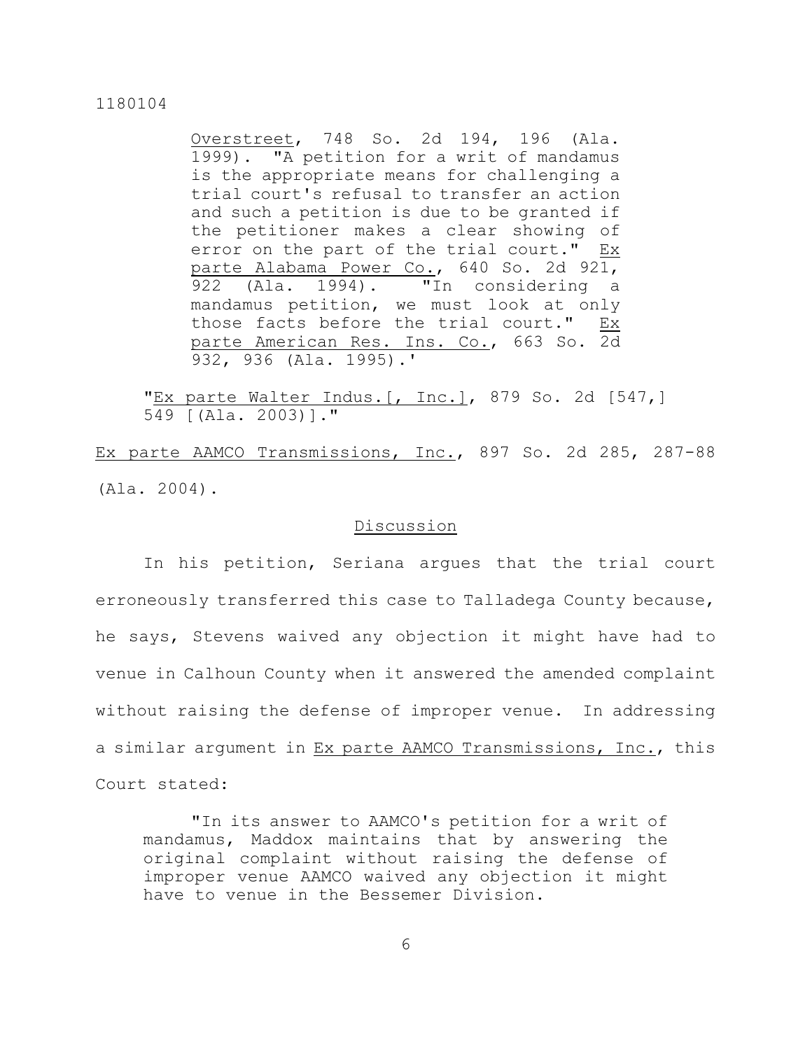Overstreet, 748 So. 2d 194, 196 (Ala. 1999). "A petition for a writ of mandamus is the appropriate means for challenging a trial court's refusal to transfer an action and such a petition is due to be granted if the petitioner makes a clear showing of error on the part of the trial court." Ex parte Alabama Power Co., 640 So. 2d 921, 922 (Ala. 1994). "In considering a mandamus petition, we must look at only those facts before the trial court." Ex parte American Res. Ins. Co., 663 So. 2d 932, 936 (Ala. 1995).'

"Ex parte Walter Indus.[, Inc.], 879 So. 2d [547,] 549 [(Ala. 2003)]."

Ex parte AAMCO Transmissions, Inc., 897 So. 2d 285, 287-88 (Ala. 2004).

## Discussion

In his petition, Seriana argues that the trial court erroneously transferred this case to Talladega County because, he says, Stevens waived any objection it might have had to venue in Calhoun County when it answered the amended complaint without raising the defense of improper venue. In addressing a similar argument in Ex parte AAMCO Transmissions, Inc., this Court stated:

> "In its answer to AAMCO's petition for a writ of mandamus, Maddox maintains that by answering the original complaint without raising the defense of improper venue AAMCO waived any objection it might have to venue in the Bessemer Division.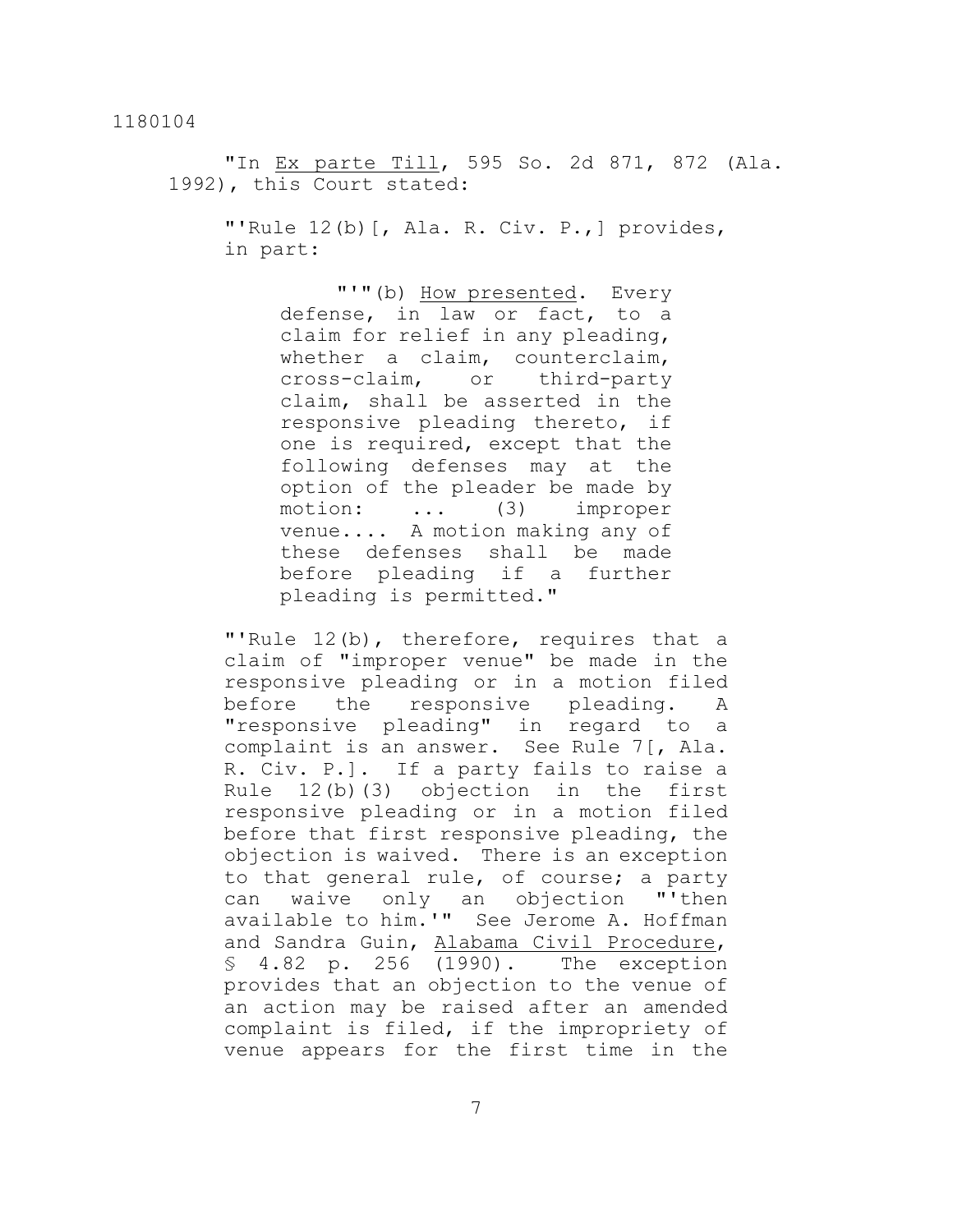"In Ex parte Till, 595 So. 2d 871, 872 (Ala. 1992), this Court stated:

> "'Rule 12(b)[, Ala. R. Civ. P.,] provides, in part:
>
> > "'"(b) How presented. Every defense, in law or fact, to a claim for relief in any pleading, whether a claim, counterclaim, cross-claim, or third-party claim, shall be asserted in the responsive pleading thereto, if one is required, except that the following defenses may at the option of the pleader be made by motion: ... (3) improper venue.... A motion making any of these defenses shall be made before pleading if a further pleading is permitted."
>
> "'Rule 12(b), therefore, requires that a claim of "improper venue" be made in the responsive pleading or in a motion filed before the responsive pleading. A "responsive pleading" in regard to a complaint is an answer. See Rule 7[, Ala. R. Civ. P.]. If a party fails to raise a Rule 12(b)(3) objection in the first responsive pleading or in a motion filed before that first responsive pleading, the objection is waived. There is an exception to that general rule, of course; a party can waive only an objection "'then available to him.'" See Jerome A. Hoffman and Sandra Guin, Alabama Civil Procedure, § 4.82 p. 256 (1990). The exception provides that an objection to the venue of an action may be raised after an amended complaint is filed, if the impropriety of venue appears for the first time in the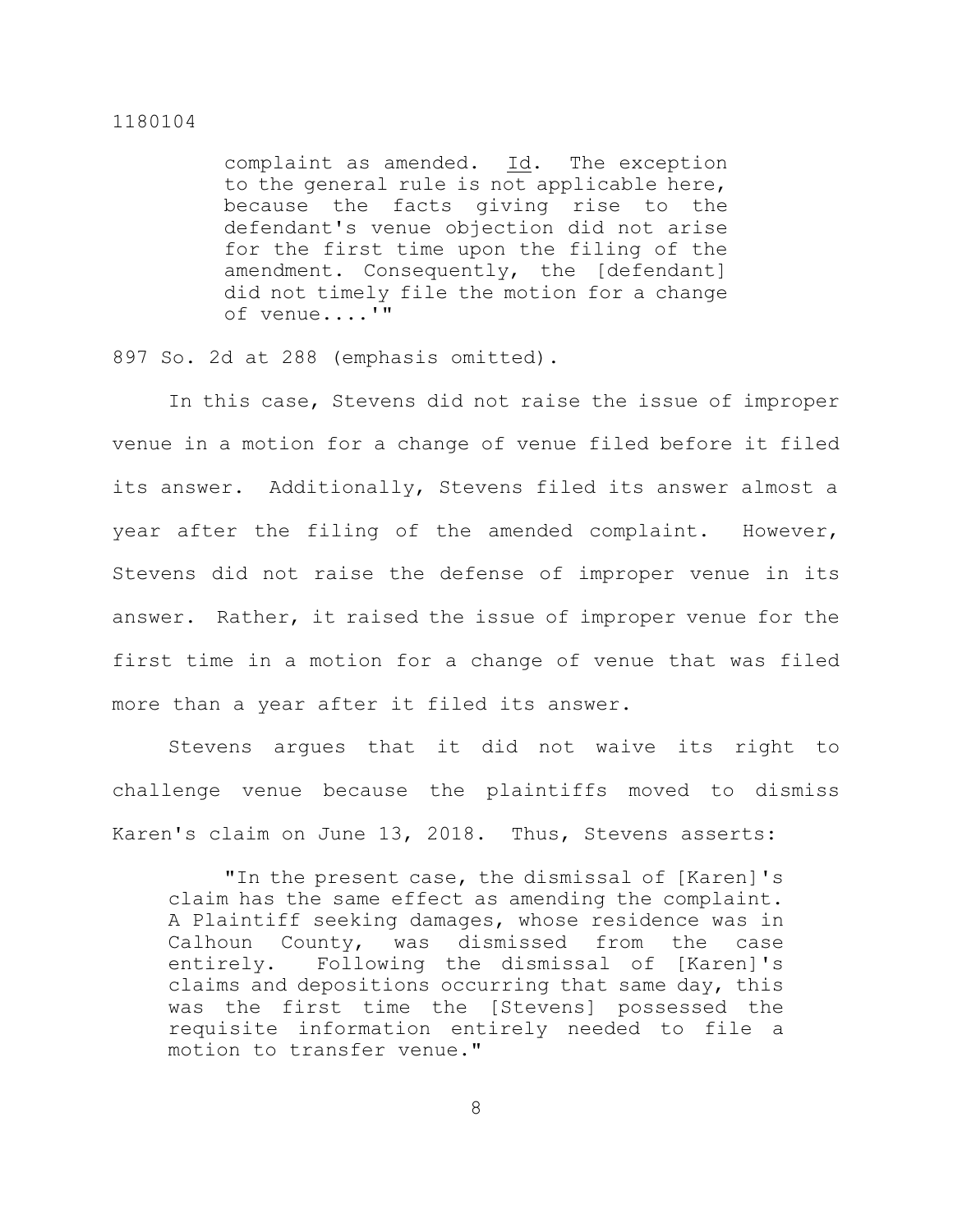> complaint as amended. _Id_. The exception to the general rule is not applicable here, because the facts giving rise to the defendant's venue objection did not arise for the first time upon the filing of the amendment. Consequently, the [defendant] did not timely file the motion for a change of venue....'"

897 So. 2d at 288 (emphasis omitted).

In this case, Stevens did not raise the issue of improper venue in a motion for a change of venue filed before it filed its answer. Additionally, Stevens filed its answer almost a year after the filing of the amended complaint. However, Stevens did not raise the defense of improper venue in its answer. Rather, it raised the issue of improper venue for the first time in a motion for a change of venue that was filed more than a year after it filed its answer.

Stevens argues that it did not waive its right to challenge venue because the plaintiffs moved to dismiss Karen's claim on June 13, 2018. Thus, Stevens asserts:

> "In the present case, the dismissal of [Karen]'s claim has the same effect as amending the complaint. A Plaintiff seeking damages, whose residence was in Calhoun County, was dismissed from the case entirely. Following the dismissal of [Karen]'s claims and depositions occurring that same day, this was the first time the [Stevens] possessed the requisite information entirely needed to file a motion to transfer venue."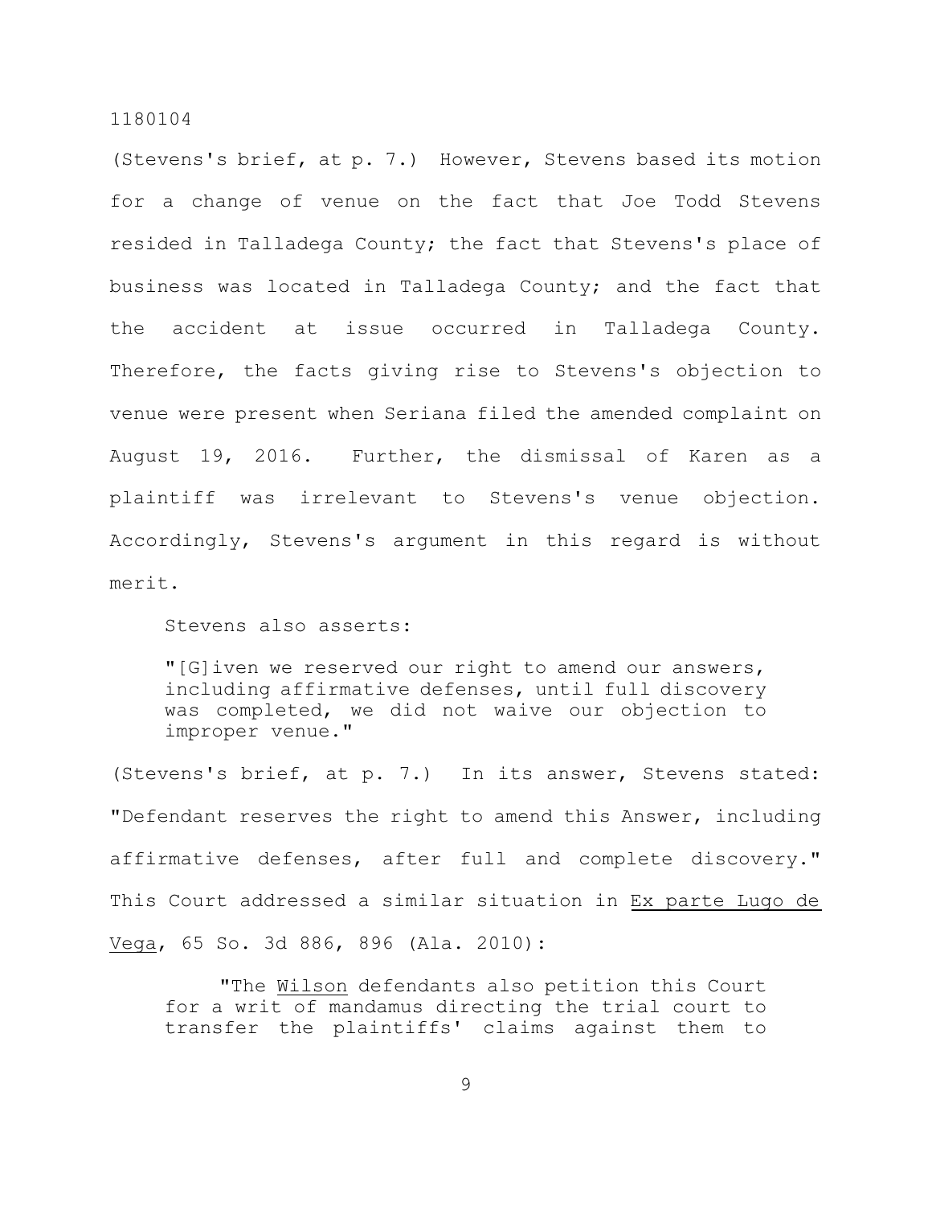(Stevens's brief, at p. 7.) However, Stevens based its motion for a change of venue on the fact that Joe Todd Stevens resided in Talladega County; the fact that Stevens's place of business was located in Talladega County; and the fact that the accident at issue occurred in Talladega County. Therefore, the facts giving rise to Stevens's objection to venue were present when Seriana filed the amended complaint on August 19, 2016. Further, the dismissal of Karen as a plaintiff was irrelevant to Stevens's venue objection. Accordingly, Stevens's argument in this regard is without merit.

Stevens also asserts:

> "[G]iven we reserved our right to amend our answers, including affirmative defenses, until full discovery was completed, we did not waive our objection to improper venue."

(Stevens's brief, at p. 7.) In its answer, Stevens stated: "Defendant reserves the right to amend this Answer, including affirmative defenses, after full and complete discovery." This Court addressed a similar situation in Ex parte Lugo de Vega, 65 So. 3d 886, 896 (Ala. 2010):

> "The Wilson defendants also petition this Court for a writ of mandamus directing the trial court to transfer the plaintiffs' claims against them to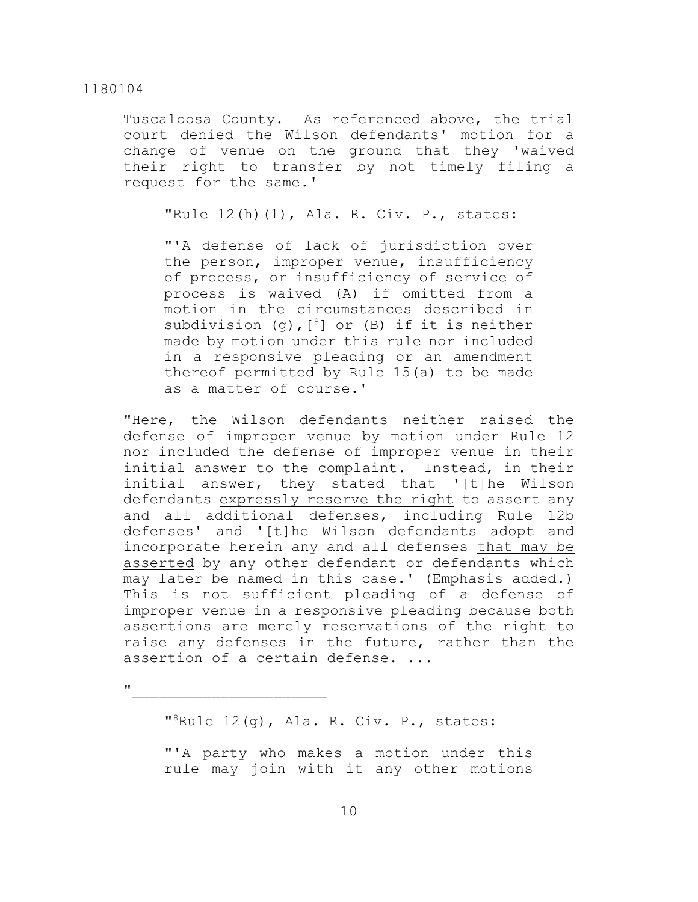Tuscaloosa County. As referenced above, the trial court denied the Wilson defendants' motion for a change of venue on the ground that they 'waived their right to transfer by not timely filing a request for the same.'

> "Rule 12(h)(1), Ala. R. Civ. P., states:
>
> "'A defense of lack of jurisdiction over the person, improper venue, insufficiency of process, or insufficiency of service of process is waived (A) if omitted from a motion in the circumstances described in subdivision (g),[8] or (B) if it is neither made by motion under this rule nor included in a responsive pleading or an amendment thereof permitted by Rule 15(a) to be made as a matter of course.'

"Here, the Wilson defendants neither raised the defense of improper venue by motion under Rule 12 nor included the defense of improper venue in their initial answer to the complaint. Instead, in their initial answer, they stated that '[t]he Wilson defendants <u>expressly reserve the right</u> to assert any and all additional defenses, including Rule 12b defenses' and '[t]he Wilson defendants adopt and incorporate herein any and all defenses <u>that may be asserted</u> by any other defendant or defendants which may later be named in this case.' (Emphasis added.) This is not sufficient pleading of a defense of improper venue in a responsive pleading because both assertions are merely reservations of the right to raise any defenses in the future, rather than the assertion of a certain defense. ...

"_______________________

"[8]Rule 12(g), Ala. R. Civ. P., states:

"'A party who makes a motion under this rule may join with it any other motions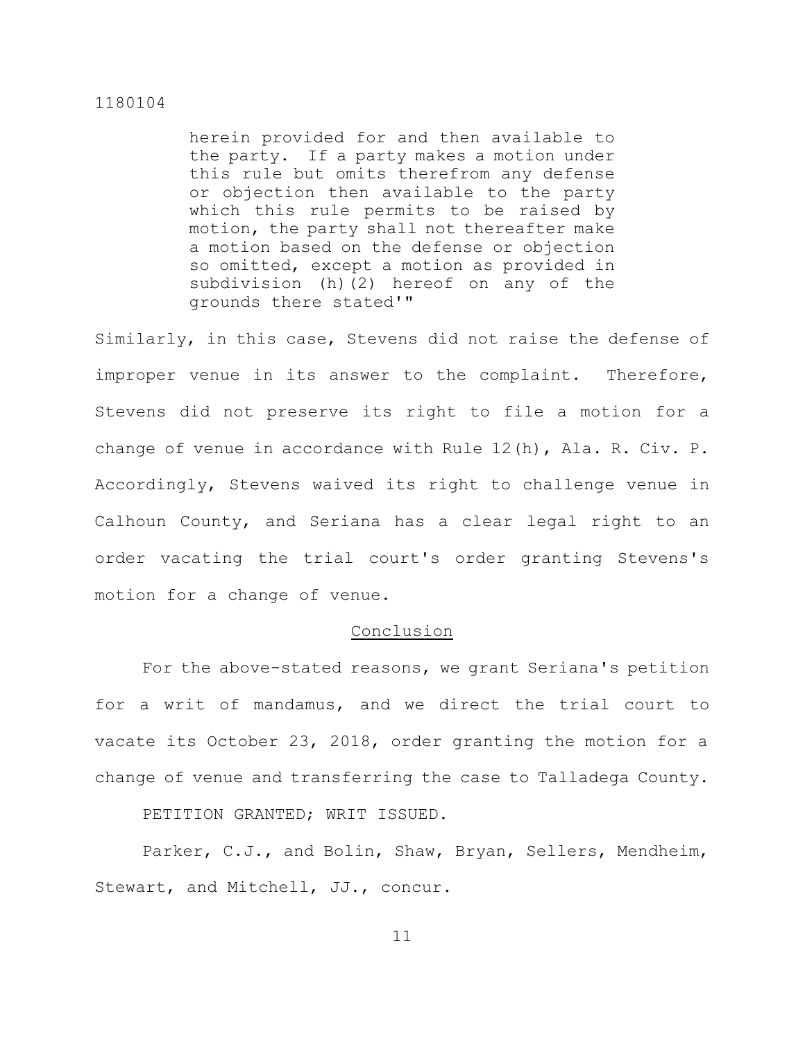> herein provided for and then available to the party. If a party makes a motion under this rule but omits therefrom any defense or objection then available to the party which this rule permits to be raised by motion, the party shall not thereafter make a motion based on the defense or objection so omitted, except a motion as provided in subdivision (h)(2) hereof on any of the grounds there stated'"

Similarly, in this case, Stevens did not raise the defense of improper venue in its answer to the complaint. Therefore, Stevens did not preserve its right to file a motion for a change of venue in accordance with Rule 12(h), Ala. R. Civ. P. Accordingly, Stevens waived its right to challenge venue in Calhoun County, and Seriana has a clear legal right to an order vacating the trial court's order granting Stevens's motion for a change of venue.

## Conclusion

For the above-stated reasons, we grant Seriana's petition for a writ of mandamus, and we direct the trial court to vacate its October 23, 2018, order granting the motion for a change of venue and transferring the case to Talladega County.

PETITION GRANTED; WRIT ISSUED.

Parker, C.J., and Bolin, Shaw, Bryan, Sellers, Mendheim, Stewart, and Mitchell, JJ., concur.